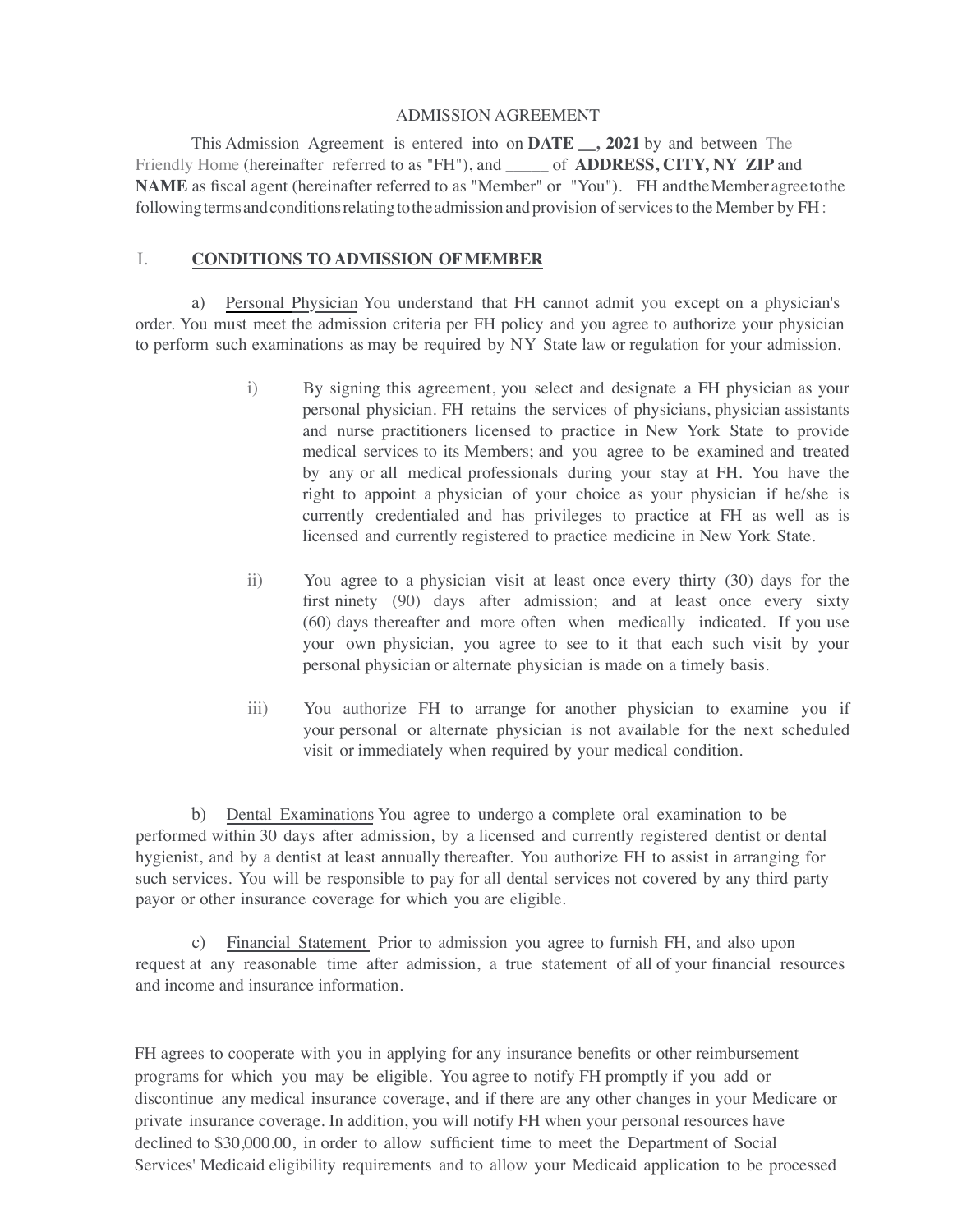# ADMISSION AGREEMENT

This Admission Agreement is entered into on **DATE __, 2021** by and between The Friendly Home (hereinafter referred to as "FH"), and **_____** of **ADDRESS, CITY, NY ZIP** and **NAME** as fiscal agent (hereinafter referred to as "Member" or "You"). FH and the Member agree to the following terms and conditions relating to the admission and provision of services to the Member by FH:

## I. CONDITIONS TO ADMISSION OF MEMBER

a) Personal Physician You understand that FH cannot admit you except on a physician's order. You must meet the admission criteria per FH policy and you agree to authorize your physician to perform such examinations as may be required by NY State law or regulation for your admission.

i) By signing this agreement, you select and designate a FH physician as your personal physician. FH retains the services of physicians, physician assistants and nurse practitioners licensed to practice in New York State to provide medical services to its Members; and you agree to be examined and treated by any or all medical professionals during your stay at FH. You have the right to appoint a physician of your choice as your physician if he/she is currently credentialed and has privileges to practice at FH as well as is licensed and currently registered to practice medicine in New York State.

ii) You agree to a physician visit at least once every thirty (30) days for the first ninety (90) days after admission; and at least once every sixty (60) days thereafter and more often when medically indicated. If you use your own physician, you agree to see to it that each such visit by your personal physician or alternate physician is made on a timely basis.

iii) You authorize FH to arrange for another physician to examine you if your personal or alternate physician is not available for the next scheduled visit or immediately when required by your medical condition.

b) Dental Examinations You agree to undergo a complete oral examination to be performed within 30 days after admission, by a licensed and currently registered dentist or dental hygienist, and by a dentist at least annually thereafter. You authorize FH to assist in arranging for such services. You will be responsible to pay for all dental services not covered by any third party payor or other insurance coverage for which you are eligible.

c) Financial Statement Prior to admission you agree to furnish FH, and also upon request at any reasonable time after admission, a true statement of all of your financial resources and income and insurance information.

FH agrees to cooperate with you in applying for any insurance benefits or other reimbursement programs for which you may be eligible. You agree to notify FH promptly if you add or discontinue any medical insurance coverage, and if there are any other changes in your Medicare or private insurance coverage. In addition, you will notify FH when your personal resources have declined to $30,000.00, in order to allow sufficient time to meet the Department of Social Services' Medicaid eligibility requirements and to allow your Medicaid application to be processed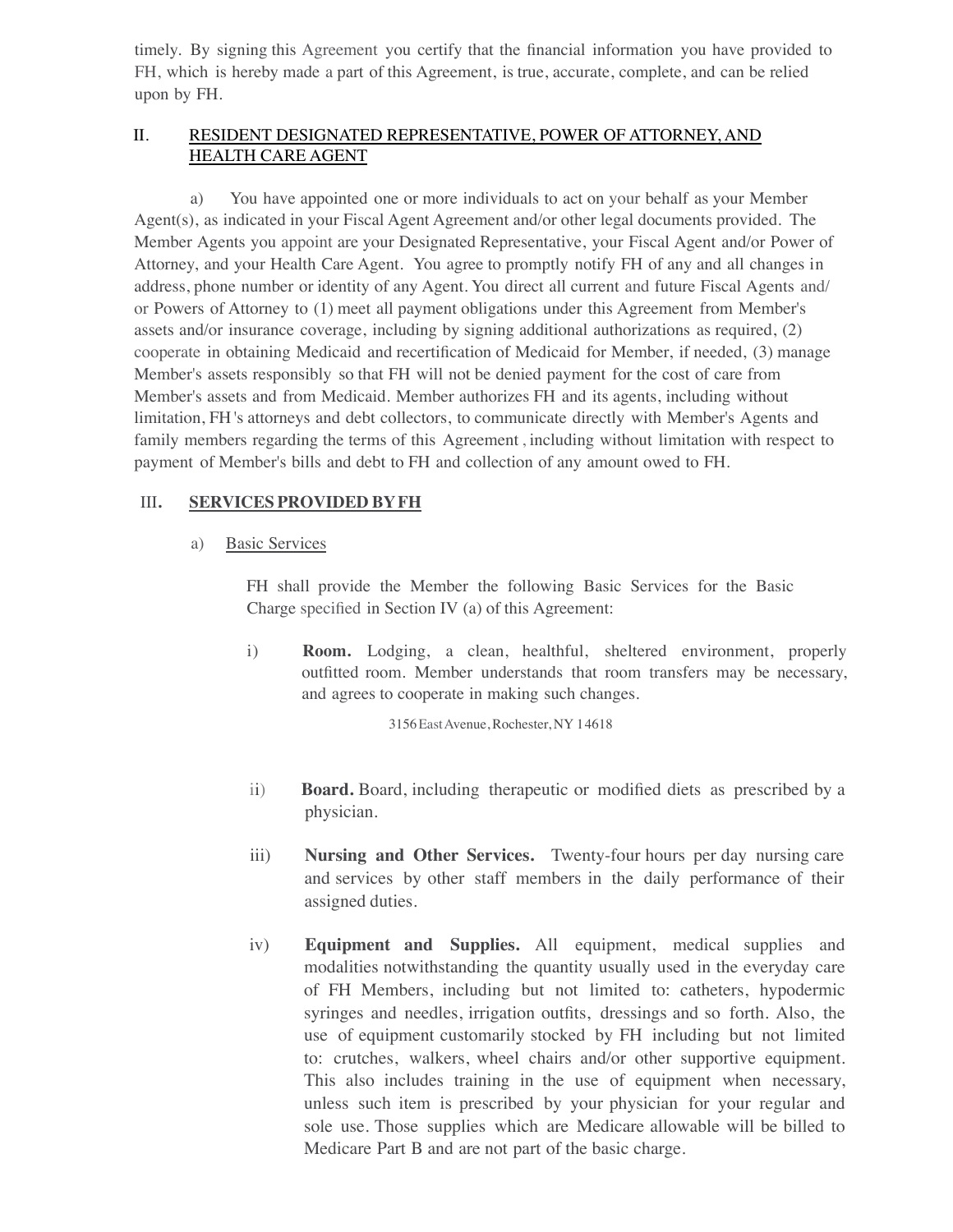timely. By signing this Agreement you certify that the financial information you have provided to FH, which is hereby made a part of this Agreement, is true, accurate, complete, and can be relied upon by FH.

## II. RESIDENT DESIGNATED REPRESENTATIVE, POWER OF ATTORNEY, AND HEALTH CARE AGENT

a) You have appointed one or more individuals to act on your behalf as your Member Agent(s), as indicated in your Fiscal Agent Agreement and/or other legal documents provided. The Member Agents you appoint are your Designated Representative, your Fiscal Agent and/or Power of Attorney, and your Health Care Agent. You agree to promptly notify FH of any and all changes in address, phone number or identity of any Agent. You direct all current and future Fiscal Agents and/or Powers of Attorney to (1) meet all payment obligations under this Agreement from Member's assets and/or insurance coverage, including by signing additional authorizations as required, (2) cooperate in obtaining Medicaid and recertification of Medicaid for Member, if needed, (3) manage Member's assets responsibly so that FH will not be denied payment for the cost of care from Member's assets and from Medicaid. Member authorizes FH and its agents, including without limitation, FH's attorneys and debt collectors, to communicate directly with Member's Agents and family members regarding the terms of this Agreement, including without limitation with respect to payment of Member's bills and debt to FH and collection of any amount owed to FH.

## III. SERVICES PROVIDED BY FH

a) Basic Services

FH shall provide the Member the following Basic Services for the Basic Charge specified in Section IV (a) of this Agreement:

i) **Room.** Lodging, a clean, healthful, sheltered environment, properly outfitted room. Member understands that room transfers may be necessary, and agrees to cooperate in making such changes.

ii) **Board.** Board, including therapeutic or modified diets as prescribed by a physician.

iii) **Nursing and Other Services.** Twenty-four hours per day nursing care and services by other staff members in the daily performance of their assigned duties.

iv) **Equipment and Supplies.** All equipment, medical supplies and modalities notwithstanding the quantity usually used in the everyday care of FH Members, including but not limited to: catheters, hypodermic syringes and needles, irrigation outfits, dressings and so forth. Also, the use of equipment customarily stocked by FH including but not limited to: crutches, walkers, wheel chairs and/or other supportive equipment. This also includes training in the use of equipment when necessary, unless such item is prescribed by your physician for your regular and sole use. Those supplies which are Medicare allowable will be billed to Medicare Part B and are not part of the basic charge.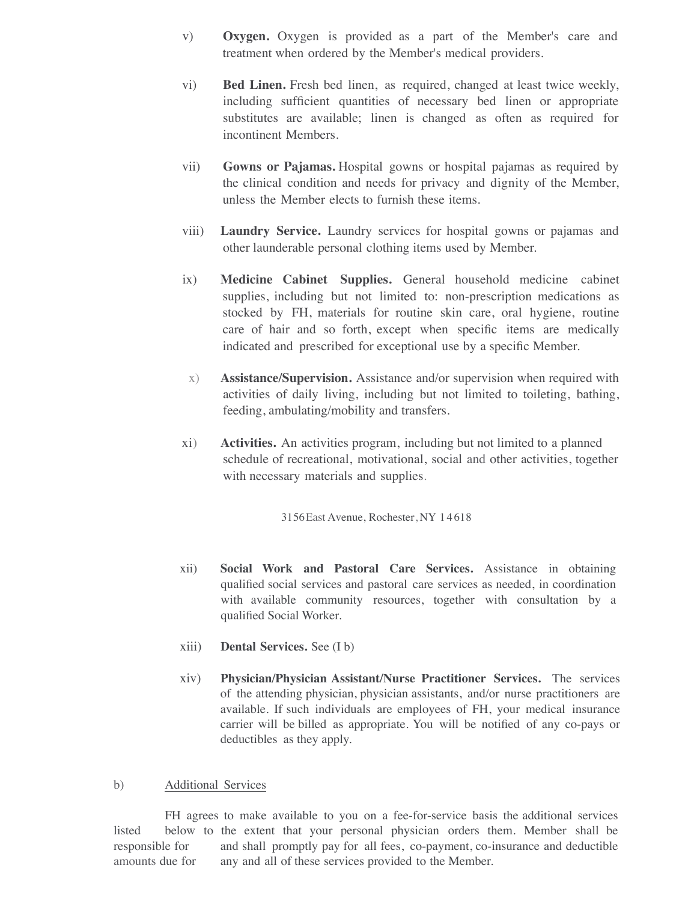v) **Oxygen.** Oxygen is provided as a part of the Member's care and treatment when ordered by the Member's medical providers.

vi) **Bed Linen.** Fresh bed linen, as required, changed at least twice weekly, including sufficient quantities of necessary bed linen or appropriate substitutes are available; linen is changed as often as required for incontinent Members.

vii) **Gowns or Pajamas.** Hospital gowns or hospital pajamas as required by the clinical condition and needs for privacy and dignity of the Member, unless the Member elects to furnish these items.

viii) **Laundry Service.** Laundry services for hospital gowns or pajamas and other launderable personal clothing items used by Member.

ix) **Medicine Cabinet Supplies.** General household medicine cabinet supplies, including but not limited to: non-prescription medications as stocked by FH, materials for routine skin care, oral hygiene, routine care of hair and so forth, except when specific items are medically indicated and prescribed for exceptional use by a specific Member.

x) **Assistance/Supervision.** Assistance and/or supervision when required with activities of daily living, including but not limited to toileting, bathing, feeding, ambulating/mobility and transfers.

xi) **Activities.** An activities program, including but not limited to a planned schedule of recreational, motivational, social and other activities, together with necessary materials and supplies.

3156 East Avenue, Rochester, NY 14618

xii) **Social Work and Pastoral Care Services.** Assistance in obtaining qualified social services and pastoral care services as needed, in coordination with available community resources, together with consultation by a qualified Social Worker.

xiii) **Dental Services.** See (I b)

xiv) **Physician/Physician Assistant/Nurse Practitioner Services.** The services of the attending physician, physician assistants, and/or nurse practitioners are available. If such individuals are employees of FH, your medical insurance carrier will be billed as appropriate. You will be notified of any co-pays or deductibles as they apply.

b) Additional Services

FH agrees to make available to you on a fee-for-service basis the additional services listed below to the extent that your personal physician orders them. Member shall be responsible for and shall promptly pay for all fees, co-payment, co-insurance and deductible amounts due for any and all of these services provided to the Member.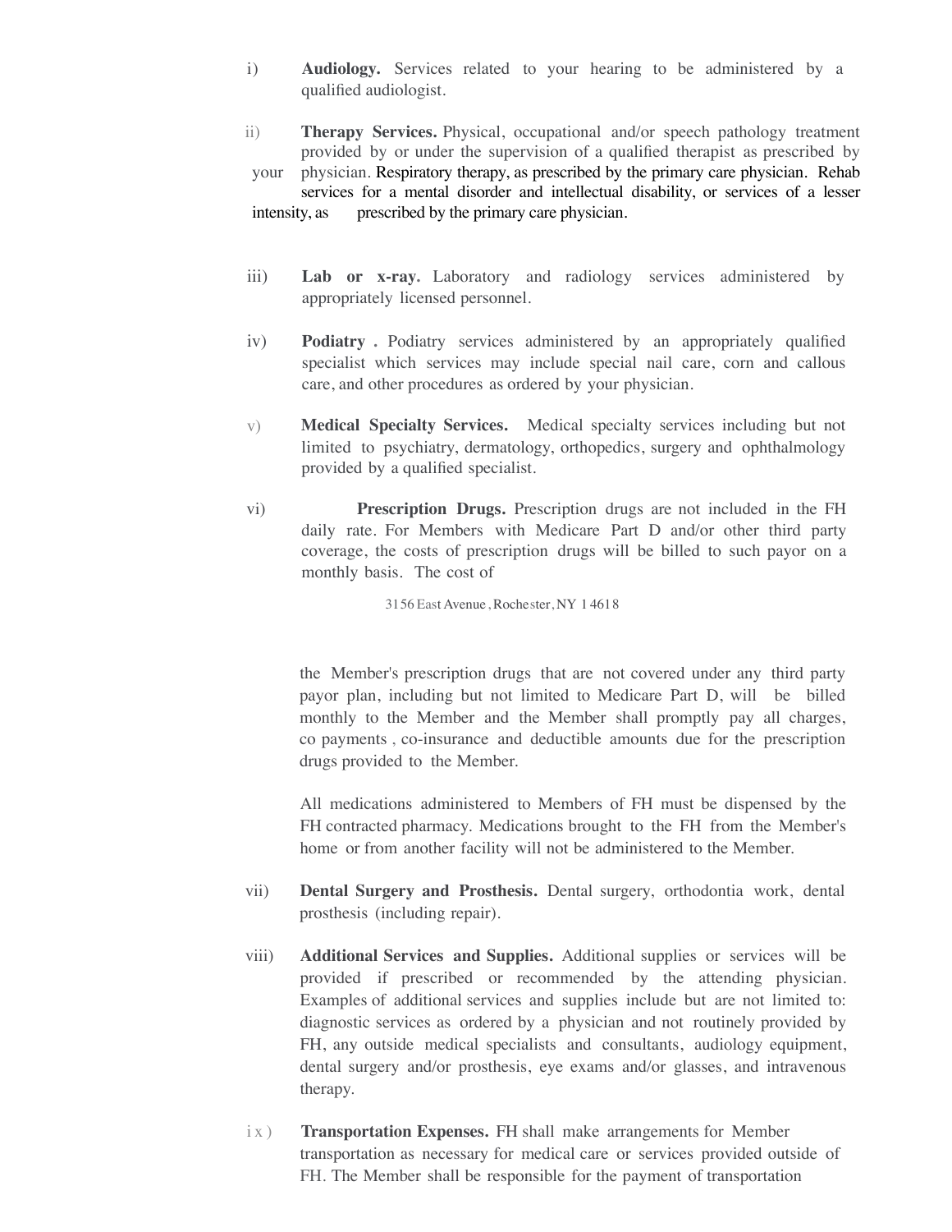i) **Audiology.** Services related to your hearing to be administered by a qualified audiologist.

ii) **Therapy Services.** Physical, occupational and/or speech pathology treatment provided by or under the supervision of a qualified therapist as prescribed by your physician. Respiratory therapy, as prescribed by the primary care physician. Rehab services for a mental disorder and intellectual disability, or services of a lesser intensity, as prescribed by the primary care physician.

iii) **Lab or x-ray.** Laboratory and radiology services administered by appropriately licensed personnel.

iv) **Podiatry .** Podiatry services administered by an appropriately qualified specialist which services may include special nail care, corn and callous care, and other procedures as ordered by your physician.

v) **Medical Specialty Services.** Medical specialty services including but not limited to psychiatry, dermatology, orthopedics, surgery and ophthalmology provided by a qualified specialist.

vi) **Prescription Drugs.** Prescription drugs are not included in the FH daily rate. For Members with Medicare Part D and/or other third party coverage, the costs of prescription drugs will be billed to such payor on a monthly basis. The cost of the Member's prescription drugs that are not covered under any third party payor plan, including but not limited to Medicare Part D, will be billed monthly to the Member and the Member shall promptly pay all charges, co payments , co-insurance and deductible amounts due for the prescription drugs provided to the Member.

All medications administered to Members of FH must be dispensed by the FH contracted pharmacy. Medications brought to the FH from the Member's home or from another facility will not be administered to the Member.

vii) **Dental Surgery and Prosthesis.** Dental surgery, orthodontia work, dental prosthesis (including repair).

viii) **Additional Services and Supplies.** Additional supplies or services will be provided if prescribed or recommended by the attending physician. Examples of additional services and supplies include but are not limited to: diagnostic services as ordered by a physician and not routinely provided by FH, any outside medical specialists and consultants, audiology equipment, dental surgery and/or prosthesis, eye exams and/or glasses, and intravenous therapy.

ix) **Transportation Expenses.** FH shall make arrangements for Member transportation as necessary for medical care or services provided outside of FH. The Member shall be responsible for the payment of transportation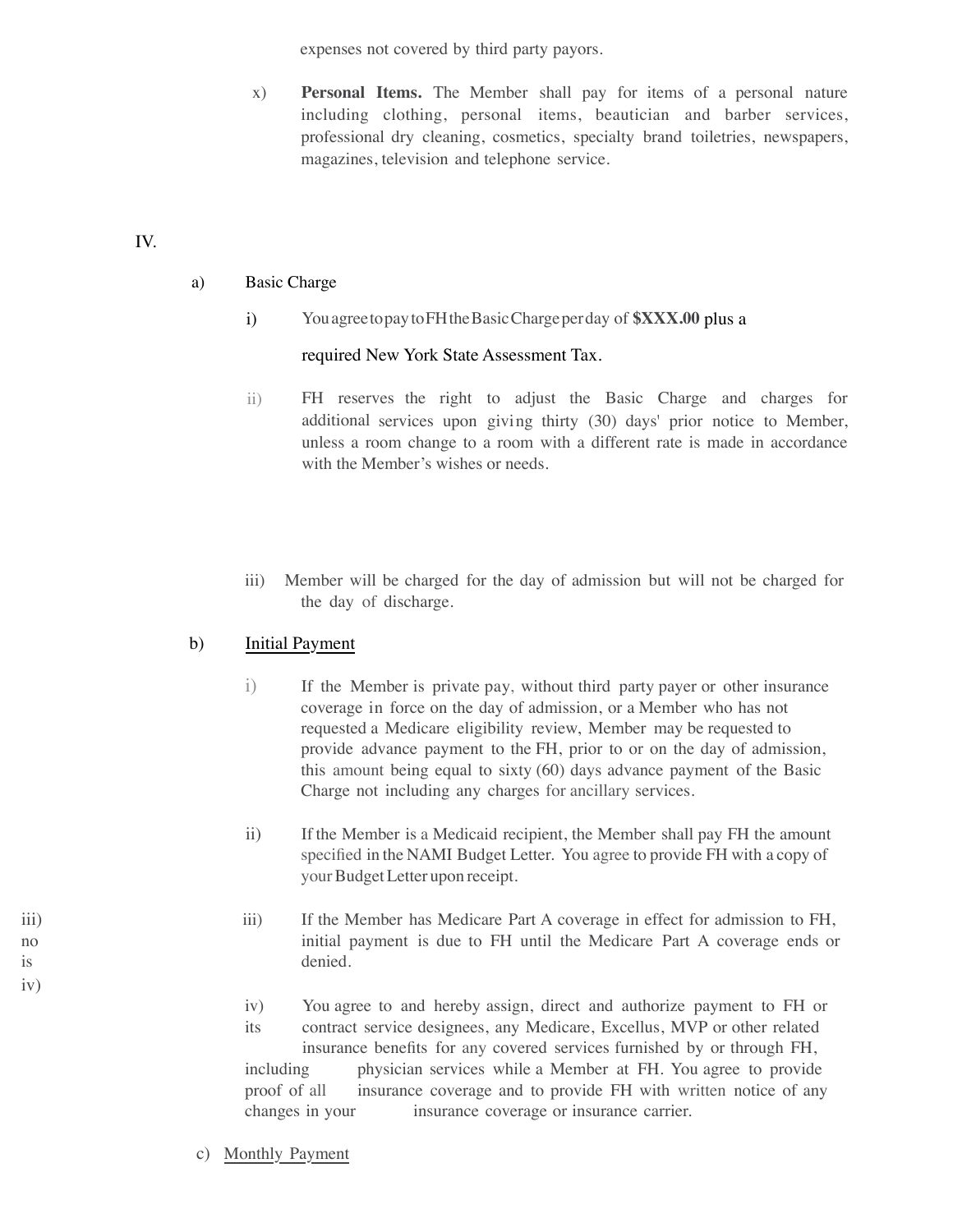expenses not covered by third party payors.

x) **Personal Items.** The Member shall pay for items of a personal nature including clothing, personal items, beautician and barber services, professional dry cleaning, cosmetics, specialty brand toiletries, newspapers, magazines, television and telephone service.

IV.

a) Basic Charge

i) You agree to pay to FH the Basic Charge per day of **$XXX.00** plus a required New York State Assessment Tax.

ii) FH reserves the right to adjust the Basic Charge and charges for additional services upon giving thirty (30) days' prior notice to Member, unless a room change to a room with a different rate is made in accordance with the Member's wishes or needs.

iii) Member will be charged for the day of admission but will not be charged for the day of discharge.

b) Initial Payment

i) If the Member is private pay, without third party payer or other insurance coverage in force on the day of admission, or a Member who has not requested a Medicare eligibility review, Member may be requested to provide advance payment to the FH, prior to or on the day of admission, this amount being equal to sixty (60) days advance payment of the Basic Charge not including any charges for ancillary services.

ii) If the Member is a Medicaid recipient, the Member shall pay FH the amount specified in the NAMI Budget Letter. You agree to provide FH with a copy of your Budget Letter upon receipt.

iii) If the Member has Medicare Part A coverage in effect for admission to FH, no initial payment is due to FH until the Medicare Part A coverage ends or is denied.

iv) You agree to and hereby assign, direct and authorize payment to FH or its contract service designees, any Medicare, Excellus, MVP or other related insurance benefits for any covered services furnished by or through FH, including physician services while a Member at FH. You agree to provide proof of all insurance coverage and to provide FH with written notice of any changes in your insurance coverage or insurance carrier.

c) Monthly Payment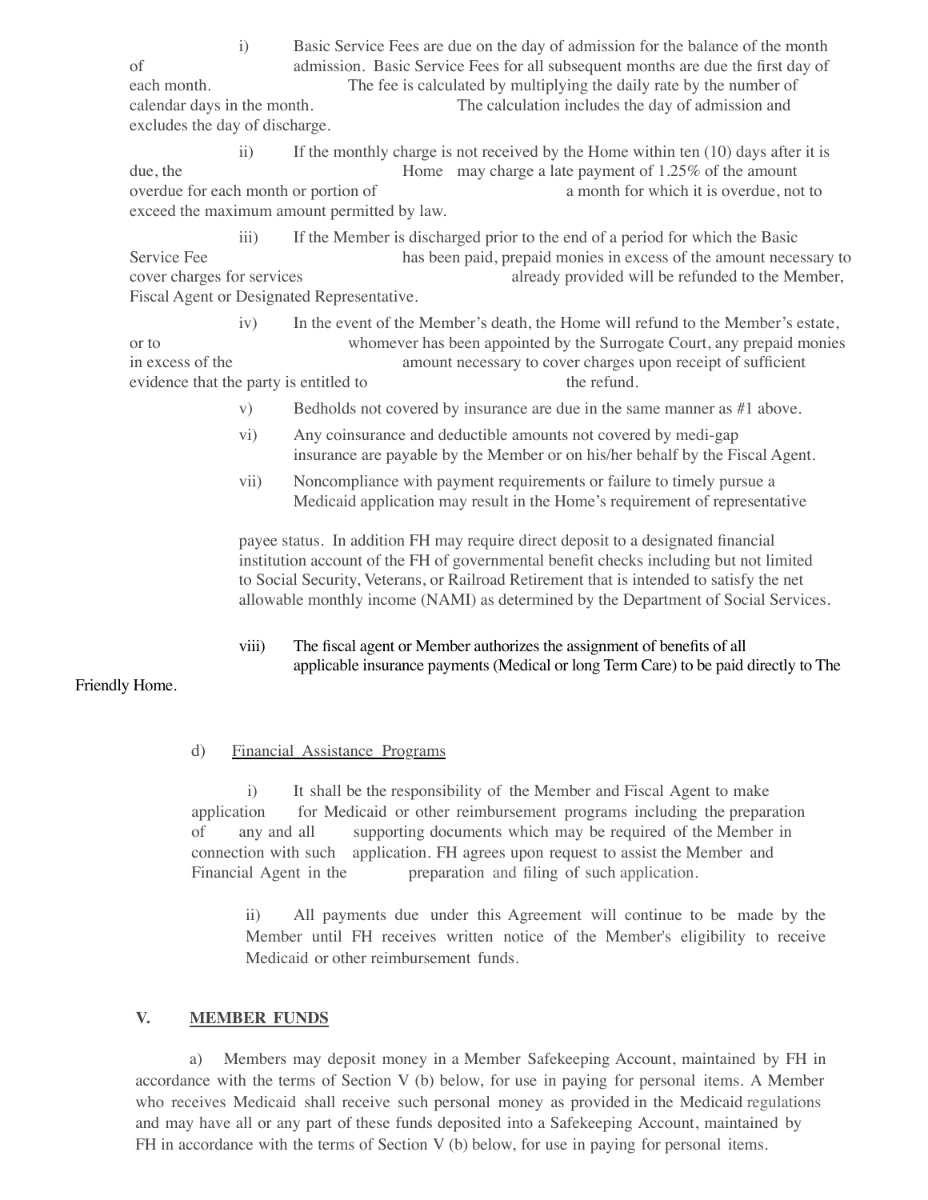i) Basic Service Fees are due on the day of admission for the balance of the month of admission. Basic Service Fees for all subsequent months are due the first day of each month. The fee is calculated by multiplying the daily rate by the number of calendar days in the month. The calculation includes the day of admission and excludes the day of discharge.

ii) If the monthly charge is not received by the Home within ten (10) days after it is due, the Home may charge a late payment of 1.25% of the amount overdue for each month or portion of a month for which it is overdue, not to exceed the maximum amount permitted by law.

iii) If the Member is discharged prior to the end of a period for which the Basic Service Fee has been paid, prepaid monies in excess of the amount necessary to cover charges for services already provided will be refunded to the Member, Fiscal Agent or Designated Representative.

iv) In the event of the Member's death, the Home will refund to the Member's estate, or to whomever has been appointed by the Surrogate Court, any prepaid monies in excess of the amount necessary to cover charges upon receipt of sufficient evidence that the party is entitled to the refund.

v) Bedholds not covered by insurance are due in the same manner as #1 above.

vi) Any coinsurance and deductible amounts not covered by medi-gap insurance are payable by the Member or on his/her behalf by the Fiscal Agent.

vii) Noncompliance with payment requirements or failure to timely pursue a Medicaid application may result in the Home's requirement of representative payee status. In addition FH may require direct deposit to a designated financial institution account of the FH of governmental benefit checks including but not limited to Social Security, Veterans, or Railroad Retirement that is intended to satisfy the net allowable monthly income (NAMI) as determined by the Department of Social Services.

viii) The fiscal agent or Member authorizes the assignment of benefits of all applicable insurance payments (Medical or long Term Care) to be paid directly to The Friendly Home.

d) Financial Assistance Programs

i) It shall be the responsibility of the Member and Fiscal Agent to make application for Medicaid or other reimbursement programs including the preparation of any and all supporting documents which may be required of the Member in connection with such application. FH agrees upon request to assist the Member and Financial Agent in the preparation and filing of such application.

ii) All payments due under this Agreement will continue to be made by the Member until FH receives written notice of the Member's eligibility to receive Medicaid or other reimbursement funds.

## V. MEMBER FUNDS

a) Members may deposit money in a Member Safekeeping Account, maintained by FH in accordance with the terms of Section V (b) below, for use in paying for personal items. A Member who receives Medicaid shall receive such personal money as provided in the Medicaid regulations and may have all or any part of these funds deposited into a Safekeeping Account, maintained by FH in accordance with the terms of Section V (b) below, for use in paying for personal items.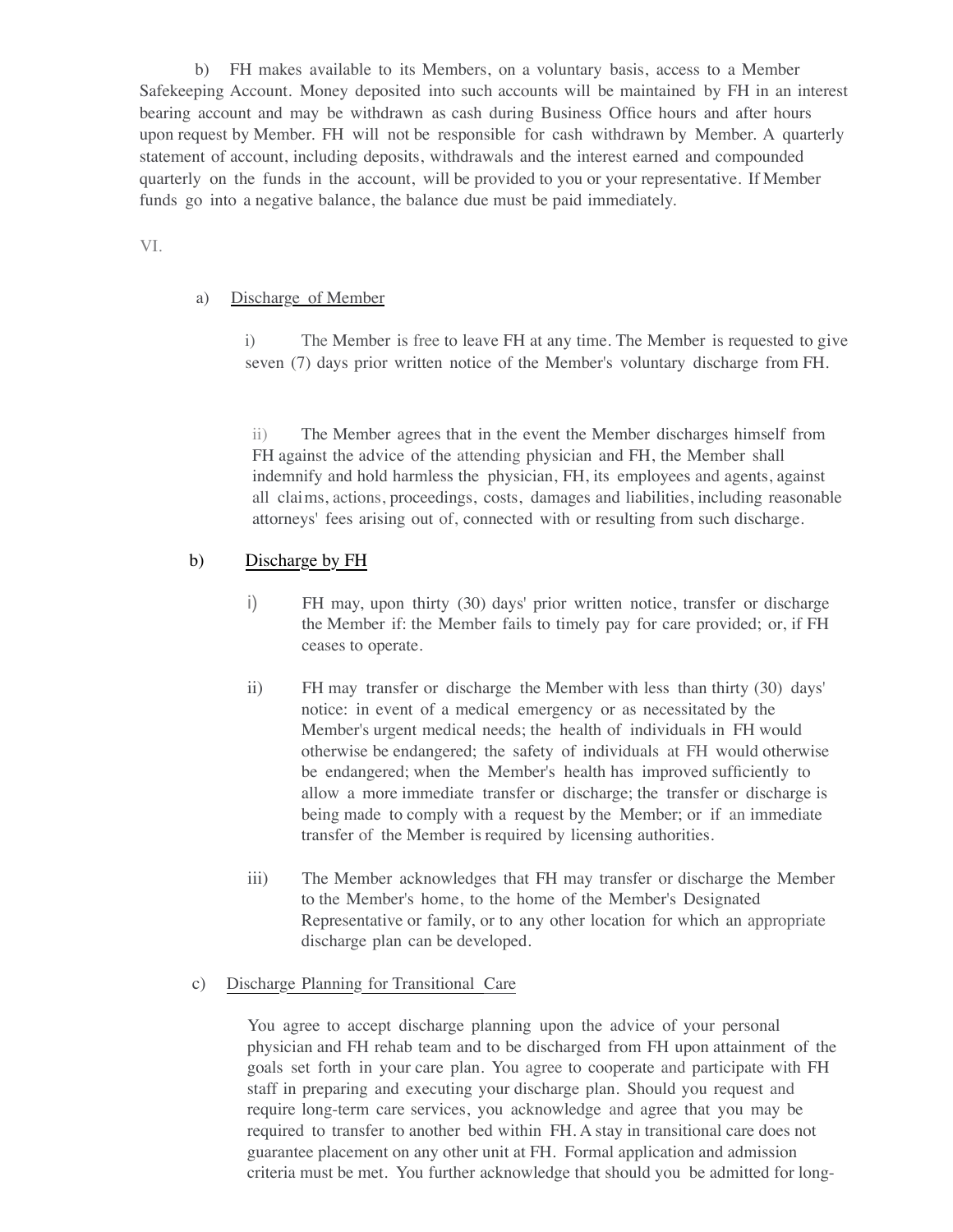b) FH makes available to its Members, on a voluntary basis, access to a Member Safekeeping Account. Money deposited into such accounts will be maintained by FH in an interest bearing account and may be withdrawn as cash during Business Office hours and after hours upon request by Member. FH will not be responsible for cash withdrawn by Member. A quarterly statement of account, including deposits, withdrawals and the interest earned and compounded quarterly on the funds in the account, will be provided to you or your representative. If Member funds go into a negative balance, the balance due must be paid immediately.

VI.

a) <u>Discharge of Member</u>

i) The Member is free to leave FH at any time. The Member is requested to give seven (7) days prior written notice of the Member's voluntary discharge from FH.

ii) The Member agrees that in the event the Member discharges himself from FH against the advice of the attending physician and FH, the Member shall indemnify and hold harmless the physician, FH, its employees and agents, against all claims, actions, proceedings, costs, damages and liabilities, including reasonable attorneys' fees arising out of, connected with or resulting from such discharge.

b) <u>Discharge by FH</u>

i) FH may, upon thirty (30) days' prior written notice, transfer or discharge the Member if: the Member fails to timely pay for care provided; or, if FH ceases to operate.

ii) FH may transfer or discharge the Member with less than thirty (30) days' notice: in event of a medical emergency or as necessitated by the Member's urgent medical needs; the health of individuals in FH would otherwise be endangered; the safety of individuals at FH would otherwise be endangered; when the Member's health has improved sufficiently to allow a more immediate transfer or discharge; the transfer or discharge is being made to comply with a request by the Member; or if an immediate transfer of the Member is required by licensing authorities.

iii) The Member acknowledges that FH may transfer or discharge the Member to the Member's home, to the home of the Member's Designated Representative or family, or to any other location for which an appropriate discharge plan can be developed.

c) <u>Discharge Planning for Transitional Care</u>

You agree to accept discharge planning upon the advice of your personal physician and FH rehab team and to be discharged from FH upon attainment of the goals set forth in your care plan. You agree to cooperate and participate with FH staff in preparing and executing your discharge plan. Should you request and require long-term care services, you acknowledge and agree that you may be required to transfer to another bed within FH. A stay in transitional care does not guarantee placement on any other unit at FH. Formal application and admission criteria must be met. You further acknowledge that should you be admitted for long-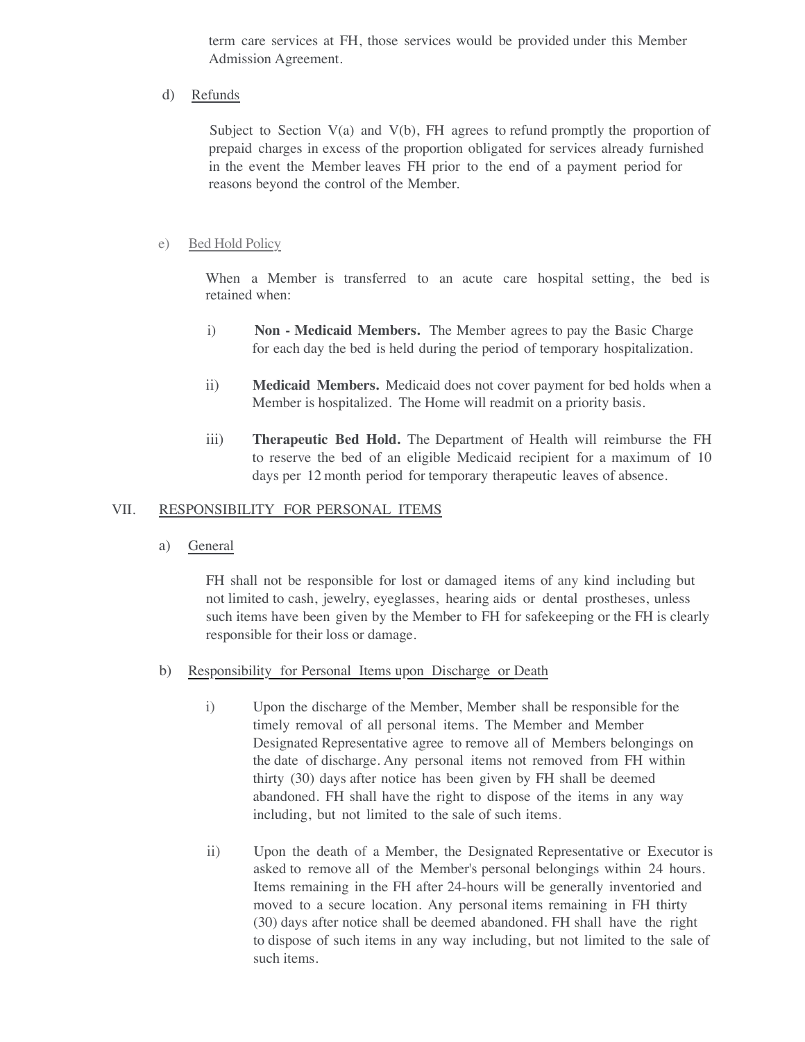term care services at FH, those services would be provided under this Member Admission Agreement.

d) Refunds

Subject to Section V(a) and V(b), FH agrees to refund promptly the proportion of prepaid charges in excess of the proportion obligated for services already furnished in the event the Member leaves FH prior to the end of a payment period for reasons beyond the control of the Member.

e) Bed Hold Policy

When a Member is transferred to an acute care hospital setting, the bed is retained when:

i) **Non - Medicaid Members.** The Member agrees to pay the Basic Charge for each day the bed is held during the period of temporary hospitalization.

ii) **Medicaid Members.** Medicaid does not cover payment for bed holds when a Member is hospitalized. The Home will readmit on a priority basis.

iii) **Therapeutic Bed Hold.** The Department of Health will reimburse the FH to reserve the bed of an eligible Medicaid recipient for a maximum of 10 days per 12 month period for temporary therapeutic leaves of absence.

## VII. RESPONSIBILITY FOR PERSONAL ITEMS

a) General

FH shall not be responsible for lost or damaged items of any kind including but not limited to cash, jewelry, eyeglasses, hearing aids or dental prostheses, unless such items have been given by the Member to FH for safekeeping or the FH is clearly responsible for their loss or damage.

b) Responsibility for Personal Items upon Discharge or Death

i) Upon the discharge of the Member, Member shall be responsible for the timely removal of all personal items. The Member and Member Designated Representative agree to remove all of Members belongings on the date of discharge. Any personal items not removed from FH within thirty (30) days after notice has been given by FH shall be deemed abandoned. FH shall have the right to dispose of the items in any way including, but not limited to the sale of such items.

ii) Upon the death of a Member, the Designated Representative or Executor is asked to remove all of the Member's personal belongings within 24 hours. Items remaining in the FH after 24-hours will be generally inventoried and moved to a secure location. Any personal items remaining in FH thirty (30) days after notice shall be deemed abandoned. FH shall have the right to dispose of such items in any way including, but not limited to the sale of such items.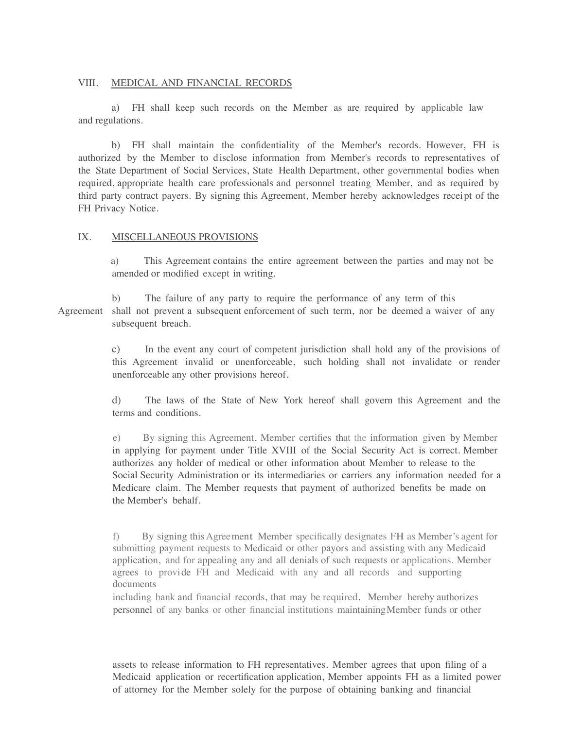VIII. <u>MEDICAL AND FINANCIAL RECORDS</u>

a) FH shall keep such records on the Member as are required by applicable law and regulations.

b) FH shall maintain the confidentiality of the Member's records. However, FH is authorized by the Member to disclose information from Member's records to representatives of the State Department of Social Services, State Health Department, other governmental bodies when required, appropriate health care professionals and personnel treating Member, and as required by third party contract payers. By signing this Agreement, Member hereby acknowledges receipt of the FH Privacy Notice.

IX. <u>MISCELLANEOUS PROVISIONS</u>

a) This Agreement contains the entire agreement between the parties and may not be amended or modified except in writing.

b) The failure of any party to require the performance of any term of this Agreement shall not prevent a subsequent enforcement of such term, nor be deemed a waiver of any subsequent breach.

c) In the event any court of competent jurisdiction shall hold any of the provisions of this Agreement invalid or unenforceable, such holding shall not invalidate or render unenforceable any other provisions hereof.

d) The laws of the State of New York hereof shall govern this Agreement and the terms and conditions.

e) By signing this Agreement, Member certifies that the information given by Member in applying for payment under Title XVIII of the Social Security Act is correct. Member authorizes any holder of medical or other information about Member to release to the Social Security Administration or its intermediaries or carriers any information needed for a Medicare claim. The Member requests that payment of authorized benefits be made on the Member's behalf.

f) By signing this Agreement Member specifically designates FH as Member's agent for submitting payment requests to Medicaid or other payors and assisting with any Medicaid application, and for appealing any and all denials of such requests or applications. Member agrees to provide FH and Medicaid with any and all records and supporting documents including bank and financial records, that may be required. Member hereby authorizes personnel of any banks or other financial institutions maintaining Member funds or other assets to release information to FH representatives. Member agrees that upon filing of a Medicaid application or recertification application, Member appoints FH as a limited power of attorney for the Member solely for the purpose of obtaining banking and financial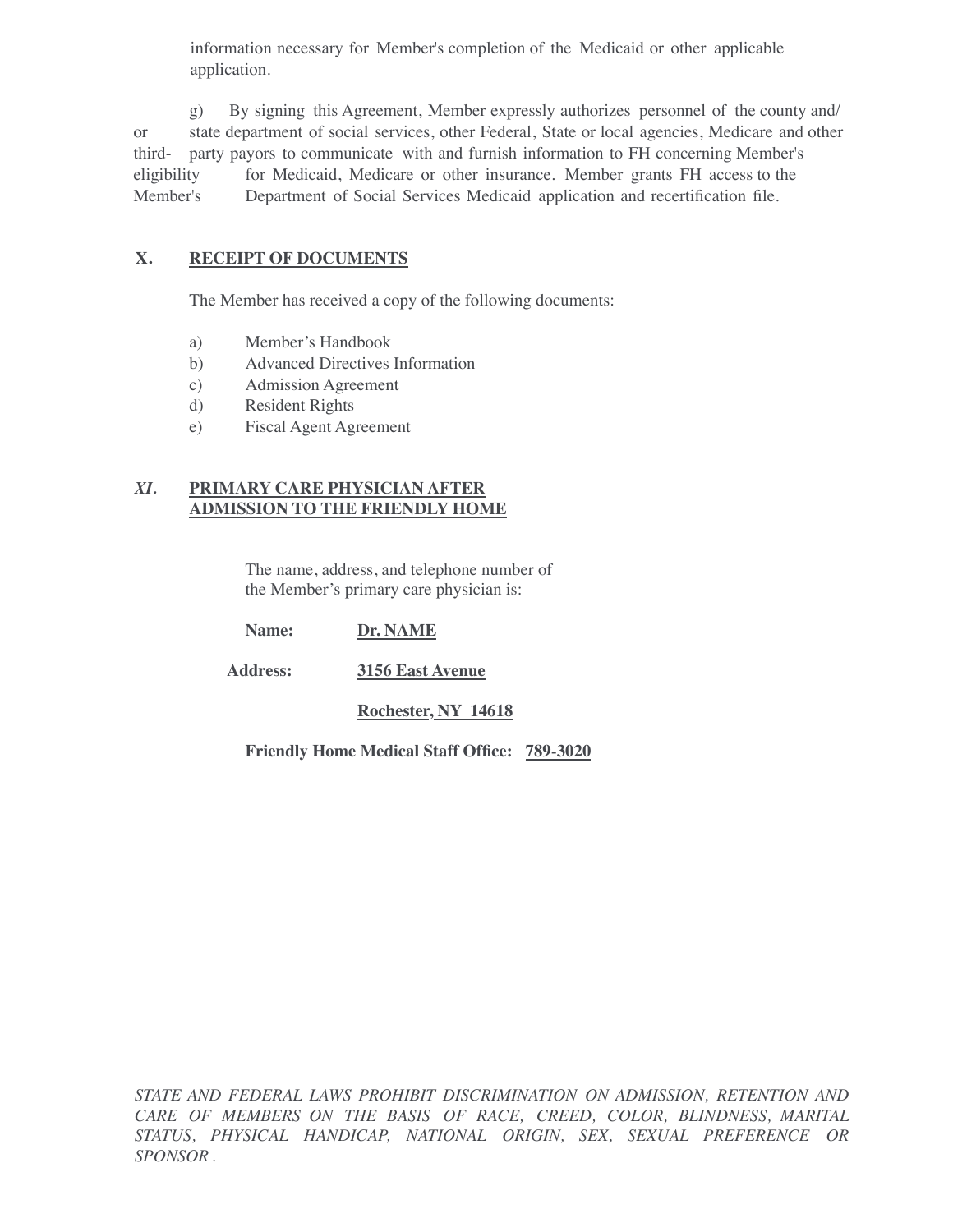information necessary for Member's completion of the Medicaid or other applicable application.

g) By signing this Agreement, Member expressly authorizes personnel of the county and/or state department of social services, other Federal, State or local agencies, Medicare and other third-party payors to communicate with and furnish information to FH concerning Member's eligibility for Medicaid, Medicare or other insurance. Member grants FH access to the Member's Department of Social Services Medicaid application and recertification file.

## X. RECEIPT OF DOCUMENTS

The Member has received a copy of the following documents:

a) Member's Handbook
b) Advanced Directives Information
c) Admission Agreement
d) Resident Rights
e) Fiscal Agent Agreement

## *XI.* PRIMARY CARE PHYSICIAN AFTER ADMISSION TO THE FRIENDLY HOME

The name, address, and telephone number of the Member's primary care physician is:

**Name:** **Dr. NAME**

**Address:** **3156 East Avenue**

**Rochester, NY 14618**

**Friendly Home Medical Staff Office:** **789-3020**

*STATE AND FEDERAL LAWS PROHIBIT DISCRIMINATION ON ADMISSION, RETENTION AND CARE OF MEMBERS ON THE BASIS OF RACE, CREED, COLOR, BLINDNESS, MARITAL STATUS, PHYSICAL HANDICAP, NATIONAL ORIGIN, SEX, SEXUAL PREFERENCE OR SPONSOR.*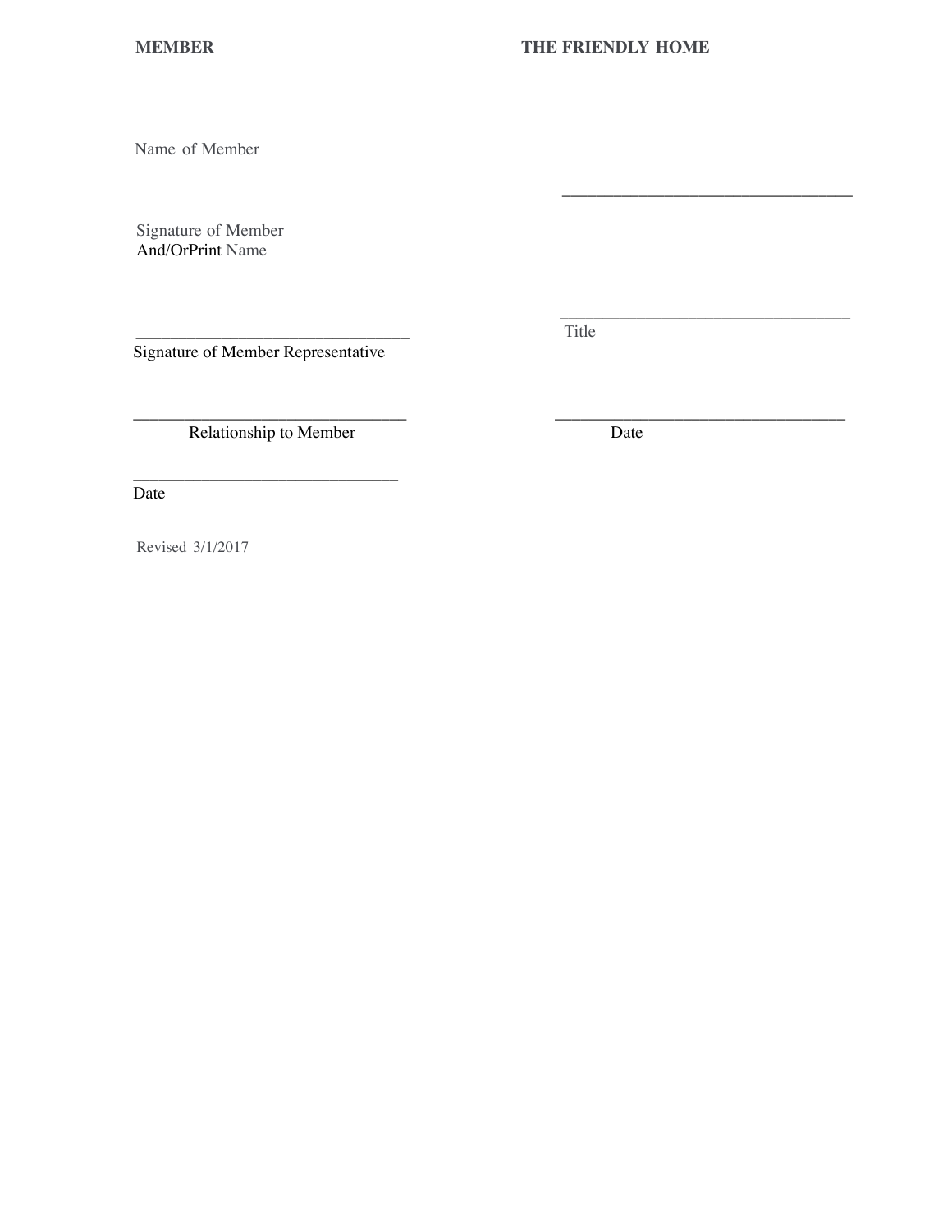**MEMBER** **THE FRIENDLY HOME**

Name of Member

\_\_\_\_\_\_\_\_\_\_\_\_\_\_\_\_\_\_\_\_\_\_\_\_\_\_\_\_\_\_\_\_\_\_

Signature of Member
And/OrPrint Name

\_\_\_\_\_\_\_\_\_\_\_\_\_\_\_\_\_\_\_\_\_\_\_\_\_\_\_\_\_\_\_\_\_\_
Title

\_\_\_\_\_\_\_\_\_\_\_\_\_\_\_\_\_\_\_\_\_\_\_\_\_\_\_\_\_\_\_\_\_\_
Signature of Member Representative

\_\_\_\_\_\_\_\_\_\_\_\_\_\_\_\_\_\_\_\_\_\_\_\_\_\_\_\_\_\_\_\_\_\_
Relationship to Member

\_\_\_\_\_\_\_\_\_\_\_\_\_\_\_\_\_\_\_\_\_\_\_\_\_\_\_\_\_\_\_\_\_\_
Date

\_\_\_\_\_\_\_\_\_\_\_\_\_\_\_\_\_\_\_\_\_\_\_\_\_\_\_\_\_\_\_\_\_\_
Date

Revised 3/1/2017